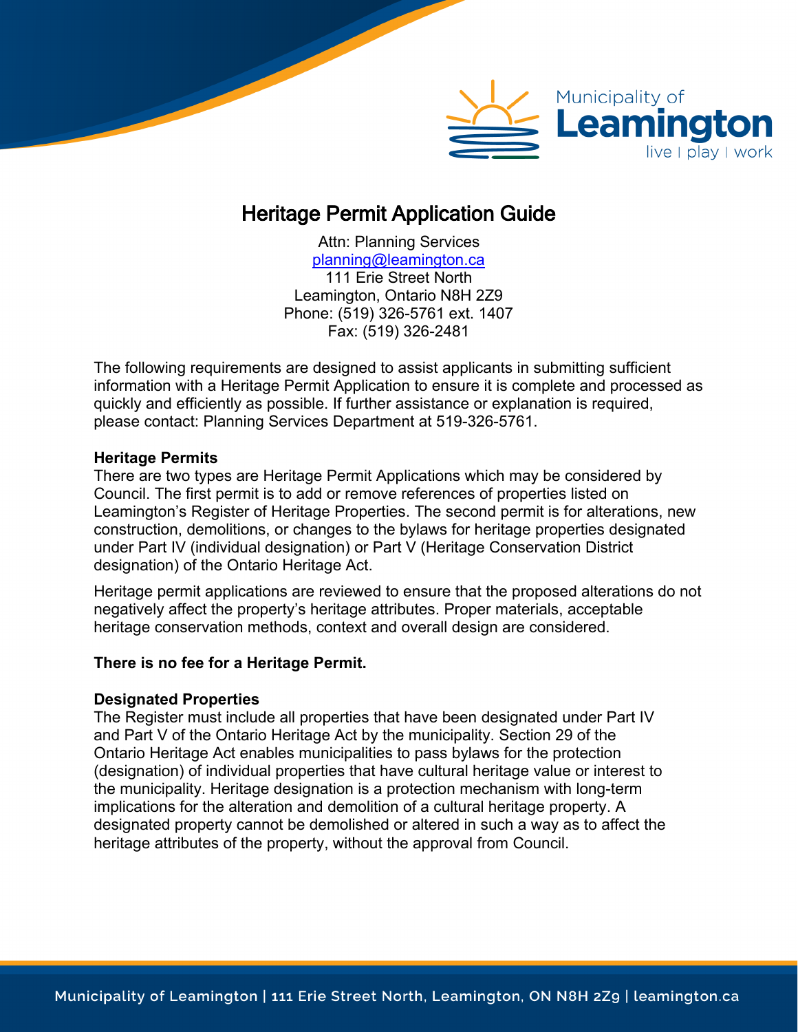# Heritage Permit Application Guide

Attn: Planning Services
planning@leamington.ca
111 Erie Street North
Leamington, Ontario N8H 2Z9
Phone: (519) 326-5761 ext. 1407
Fax: (519) 326-2481

The following requirements are designed to assist applicants in submitting sufficient information with a Heritage Permit Application to ensure it is complete and processed as quickly and efficiently as possible. If further assistance or explanation is required, please contact: Planning Services Department at 519-326-5761.

**Heritage Permits**

There are two types are Heritage Permit Applications which may be considered by Council. The first permit is to add or remove references of properties listed on Leamington's Register of Heritage Properties. The second permit is for alterations, new construction, demolitions, or changes to the bylaws for heritage properties designated under Part IV (individual designation) or Part V (Heritage Conservation District designation) of the Ontario Heritage Act.

Heritage permit applications are reviewed to ensure that the proposed alterations do not negatively affect the property's heritage attributes. Proper materials, acceptable heritage conservation methods, context and overall design are considered.

**There is no fee for a Heritage Permit.**

**Designated Properties**

The Register must include all properties that have been designated under Part IV and Part V of the Ontario Heritage Act by the municipality. Section 29 of the Ontario Heritage Act enables municipalities to pass bylaws for the protection (designation) of individual properties that have cultural heritage value or interest to the municipality. Heritage designation is a protection mechanism with long-term implications for the alteration and demolition of a cultural heritage property. A designated property cannot be demolished or altered in such a way as to affect the heritage attributes of the property, without the approval from Council.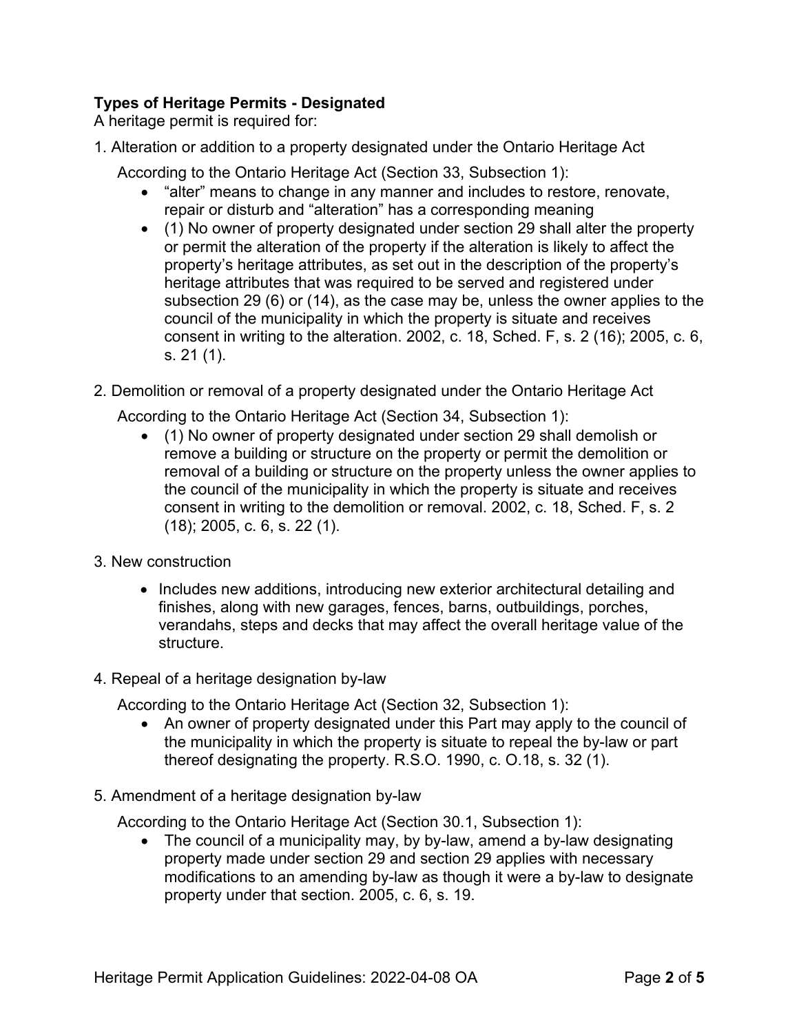**Types of Heritage Permits - Designated**

A heritage permit is required for:

1. Alteration or addition to a property designated under the Ontario Heritage Act

   According to the Ontario Heritage Act (Section 33, Subsection 1):

   - "alter" means to change in any manner and includes to restore, renovate, repair or disturb and "alteration" has a corresponding meaning
   - (1) No owner of property designated under section 29 shall alter the property or permit the alteration of the property if the alteration is likely to affect the property's heritage attributes, as set out in the description of the property's heritage attributes that was required to be served and registered under subsection 29 (6) or (14), as the case may be, unless the owner applies to the council of the municipality in which the property is situate and receives consent in writing to the alteration. 2002, c. 18, Sched. F, s. 2 (16); 2005, c. 6, s. 21 (1).

2. Demolition or removal of a property designated under the Ontario Heritage Act

   According to the Ontario Heritage Act (Section 34, Subsection 1):

   - (1) No owner of property designated under section 29 shall demolish or remove a building or structure on the property or permit the demolition or removal of a building or structure on the property unless the owner applies to the council of the municipality in which the property is situate and receives consent in writing to the demolition or removal. 2002, c. 18, Sched. F, s. 2 (18); 2005, c. 6, s. 22 (1).

3. New construction

   - Includes new additions, introducing new exterior architectural detailing and finishes, along with new garages, fences, barns, outbuildings, porches, verandahs, steps and decks that may affect the overall heritage value of the structure.

4. Repeal of a heritage designation by-law

   According to the Ontario Heritage Act (Section 32, Subsection 1):

   - An owner of property designated under this Part may apply to the council of the municipality in which the property is situate to repeal the by-law or part thereof designating the property. R.S.O. 1990, c. O.18, s. 32 (1).

5. Amendment of a heritage designation by-law

   According to the Ontario Heritage Act (Section 30.1, Subsection 1):

   - The council of a municipality may, by by-law, amend a by-law designating property made under section 29 and section 29 applies with necessary modifications to an amending by-law as though it were a by-law to designate property under that section. 2005, c. 6, s. 19.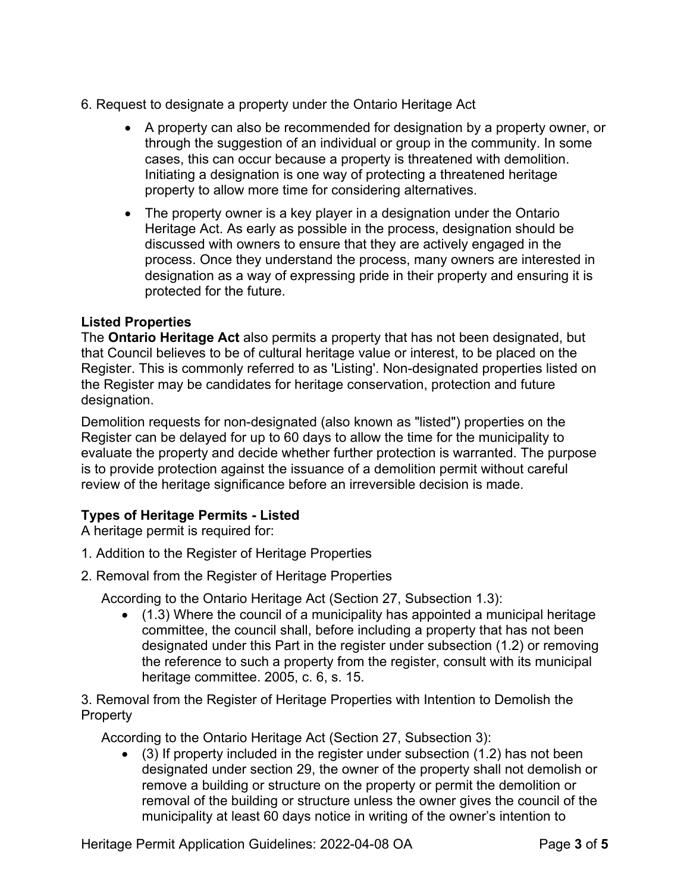6. Request to designate a property under the Ontario Heritage Act

- A property can also be recommended for designation by a property owner, or through the suggestion of an individual or group in the community. In some cases, this can occur because a property is threatened with demolition. Initiating a designation is one way of protecting a threatened heritage property to allow more time for considering alternatives.
- The property owner is a key player in a designation under the Ontario Heritage Act. As early as possible in the process, designation should be discussed with owners to ensure that they are actively engaged in the process. Once they understand the process, many owners are interested in designation as a way of expressing pride in their property and ensuring it is protected for the future.

**Listed Properties**

The **Ontario Heritage Act** also permits a property that has not been designated, but that Council believes to be of cultural heritage value or interest, to be placed on the Register. This is commonly referred to as 'Listing'. Non-designated properties listed on the Register may be candidates for heritage conservation, protection and future designation.

Demolition requests for non-designated (also known as "listed") properties on the Register can be delayed for up to 60 days to allow the time for the municipality to evaluate the property and decide whether further protection is warranted. The purpose is to provide protection against the issuance of a demolition permit without careful review of the heritage significance before an irreversible decision is made.

**Types of Heritage Permits - Listed**

A heritage permit is required for:

1. Addition to the Register of Heritage Properties
2. Removal from the Register of Heritage Properties

According to the Ontario Heritage Act (Section 27, Subsection 1.3):

- (1.3) Where the council of a municipality has appointed a municipal heritage committee, the council shall, before including a property that has not been designated under this Part in the register under subsection (1.2) or removing the reference to such a property from the register, consult with its municipal heritage committee. 2005, c. 6, s. 15.

3. Removal from the Register of Heritage Properties with Intention to Demolish the Property

According to the Ontario Heritage Act (Section 27, Subsection 3):

- (3) If property included in the register under subsection (1.2) has not been designated under section 29, the owner of the property shall not demolish or remove a building or structure on the property or permit the demolition or removal of the building or structure unless the owner gives the council of the municipality at least 60 days notice in writing of the owner's intention to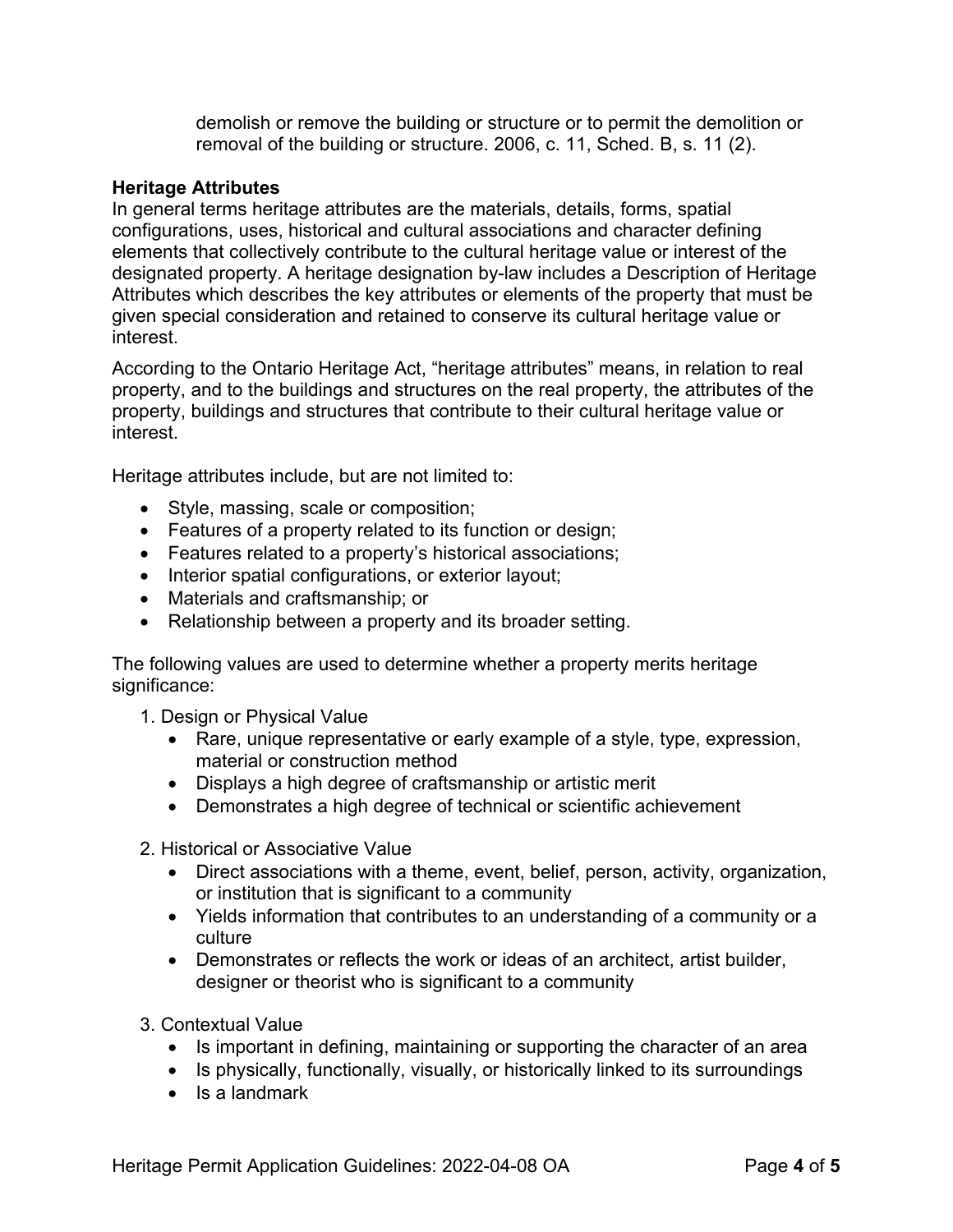demolish or remove the building or structure or to permit the demolition or removal of the building or structure. 2006, c. 11, Sched. B, s. 11 (2).

**Heritage Attributes**

In general terms heritage attributes are the materials, details, forms, spatial configurations, uses, historical and cultural associations and character defining elements that collectively contribute to the cultural heritage value or interest of the designated property. A heritage designation by-law includes a Description of Heritage Attributes which describes the key attributes or elements of the property that must be given special consideration and retained to conserve its cultural heritage value or interest.

According to the Ontario Heritage Act, "heritage attributes" means, in relation to real property, and to the buildings and structures on the real property, the attributes of the property, buildings and structures that contribute to their cultural heritage value or interest.

Heritage attributes include, but are not limited to:

- Style, massing, scale or composition;
- Features of a property related to its function or design;
- Features related to a property's historical associations;
- Interior spatial configurations, or exterior layout;
- Materials and craftsmanship; or
- Relationship between a property and its broader setting.

The following values are used to determine whether a property merits heritage significance:

1. Design or Physical Value
    - Rare, unique representative or early example of a style, type, expression, material or construction method
    - Displays a high degree of craftsmanship or artistic merit
    - Demonstrates a high degree of technical or scientific achievement
2. Historical or Associative Value
    - Direct associations with a theme, event, belief, person, activity, organization, or institution that is significant to a community
    - Yields information that contributes to an understanding of a community or a culture
    - Demonstrates or reflects the work or ideas of an architect, artist builder, designer or theorist who is significant to a community
3. Contextual Value
    - Is important in defining, maintaining or supporting the character of an area
    - Is physically, functionally, visually, or historically linked to its surroundings
    - Is a landmark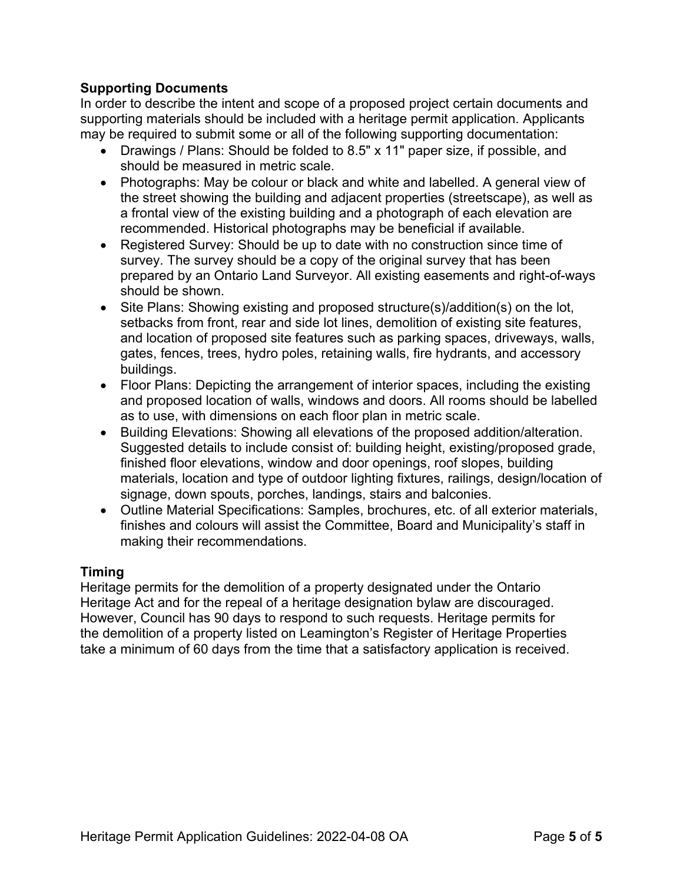## Supporting Documents

In order to describe the intent and scope of a proposed project certain documents and supporting materials should be included with a heritage permit application. Applicants may be required to submit some or all of the following supporting documentation:

- Drawings / Plans: Should be folded to 8.5" x 11" paper size, if possible, and should be measured in metric scale.
- Photographs: May be colour or black and white and labelled. A general view of the street showing the building and adjacent properties (streetscape), as well as a frontal view of the existing building and a photograph of each elevation are recommended. Historical photographs may be beneficial if available.
- Registered Survey: Should be up to date with no construction since time of survey. The survey should be a copy of the original survey that has been prepared by an Ontario Land Surveyor. All existing easements and right-of-ways should be shown.
- Site Plans: Showing existing and proposed structure(s)/addition(s) on the lot, setbacks from front, rear and side lot lines, demolition of existing site features, and location of proposed site features such as parking spaces, driveways, walls, gates, fences, trees, hydro poles, retaining walls, fire hydrants, and accessory buildings.
- Floor Plans: Depicting the arrangement of interior spaces, including the existing and proposed location of walls, windows and doors. All rooms should be labelled as to use, with dimensions on each floor plan in metric scale.
- Building Elevations: Showing all elevations of the proposed addition/alteration. Suggested details to include consist of: building height, existing/proposed grade, finished floor elevations, window and door openings, roof slopes, building materials, location and type of outdoor lighting fixtures, railings, design/location of signage, down spouts, porches, landings, stairs and balconies.
- Outline Material Specifications: Samples, brochures, etc. of all exterior materials, finishes and colours will assist the Committee, Board and Municipality's staff in making their recommendations.

## Timing

Heritage permits for the demolition of a property designated under the Ontario Heritage Act and for the repeal of a heritage designation bylaw are discouraged. However, Council has 90 days to respond to such requests. Heritage permits for the demolition of a property listed on Leamington's Register of Heritage Properties take a minimum of 60 days from the time that a satisfactory application is received.